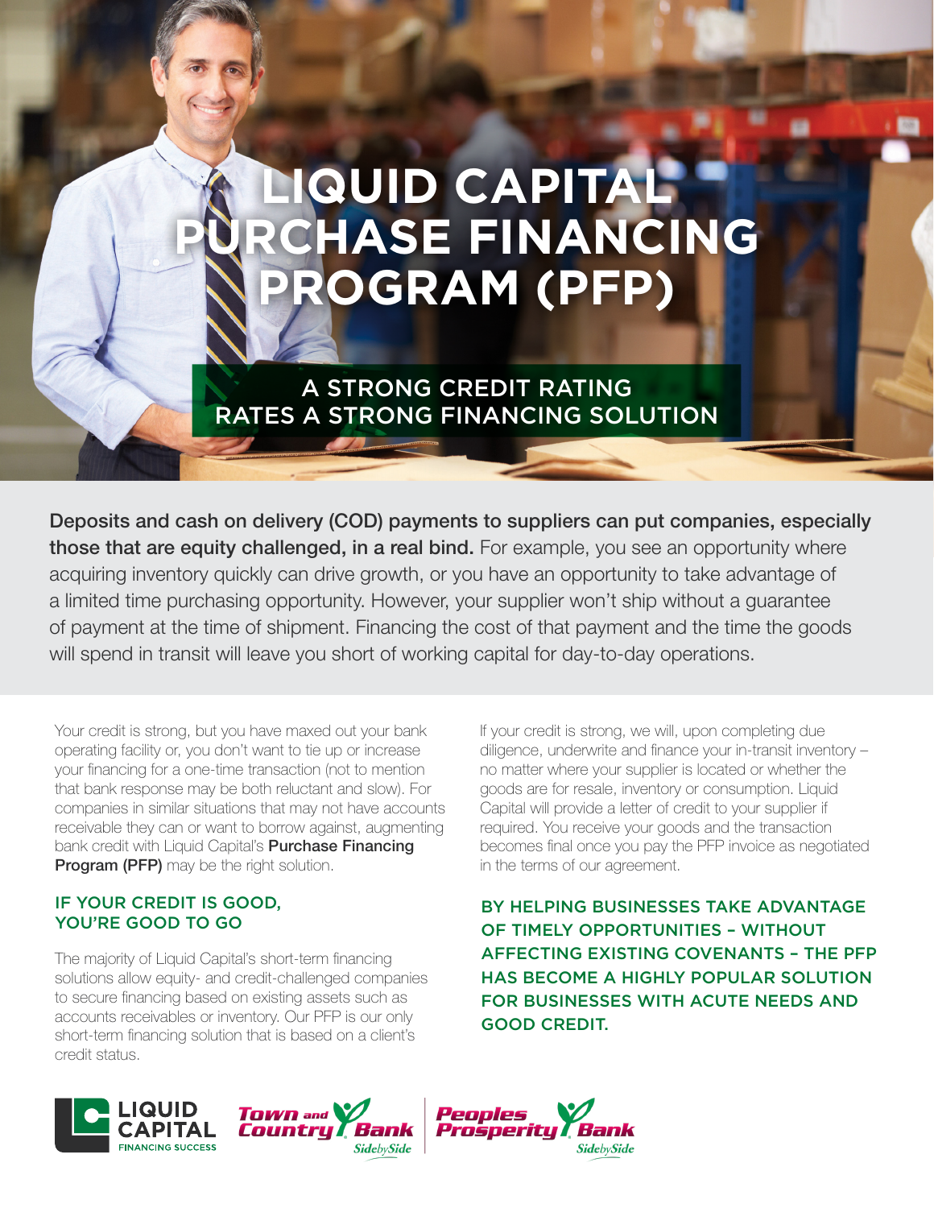# LIQUID CAPITAL PURCHASE FINANCING PROGRAM (PFP)

## A STRONG CREDIT RATING RATES A STRONG FINANCING SOLUTION

**Deposits and cash on delivery (COD) payments to suppliers can put companies, especially those that are equity challenged, in a real bind.** For example, you see an opportunity where acquiring inventory quickly can drive growth, or you have an opportunity to take advantage of a limited time purchasing opportunity. However, your supplier won't ship without a guarantee of payment at the time of shipment. Financing the cost of that payment and the time the goods will spend in transit will leave you short of working capital for day-to-day operations.

Your credit is strong, but you have maxed out your bank operating facility or, you don't want to tie up or increase your financing for a one-time transaction (not to mention that bank response may be both reluctant and slow). For companies in similar situations that may not have accounts receivable they can or want to borrow against, augmenting bank credit with Liquid Capital's **Purchase Financing Program (PFP)** may be the right solution.

### IF YOUR CREDIT IS GOOD, YOU'RE GOOD TO GO

The majority of Liquid Capital's short-term financing solutions allow equity- and credit-challenged companies to secure financing based on existing assets such as accounts receivables or inventory. Our PFP is our only short-term financing solution that is based on a client's credit status.

If your credit is strong, we will, upon completing due diligence, underwrite and finance your in-transit inventory – no matter where your supplier is located or whether the goods are for resale, inventory or consumption. Liquid Capital will provide a letter of credit to your supplier if required. You receive your goods and the transaction becomes final once you pay the PFP invoice as negotiated in the terms of our agreement.

### BY HELPING BUSINESSES TAKE ADVANTAGE OF TIMELY OPPORTUNITIES – WITHOUT AFFECTING EXISTING COVENANTS – THE PFP HAS BECOME A HIGHLY POPULAR SOLUTION FOR BUSINESSES WITH ACUTE NEEDS AND GOOD CREDIT.

LIQUID CAPITAL FINANCING SUCCESS

Town and Country Bank SidebySide

Peoples Prosperity Bank SidebySide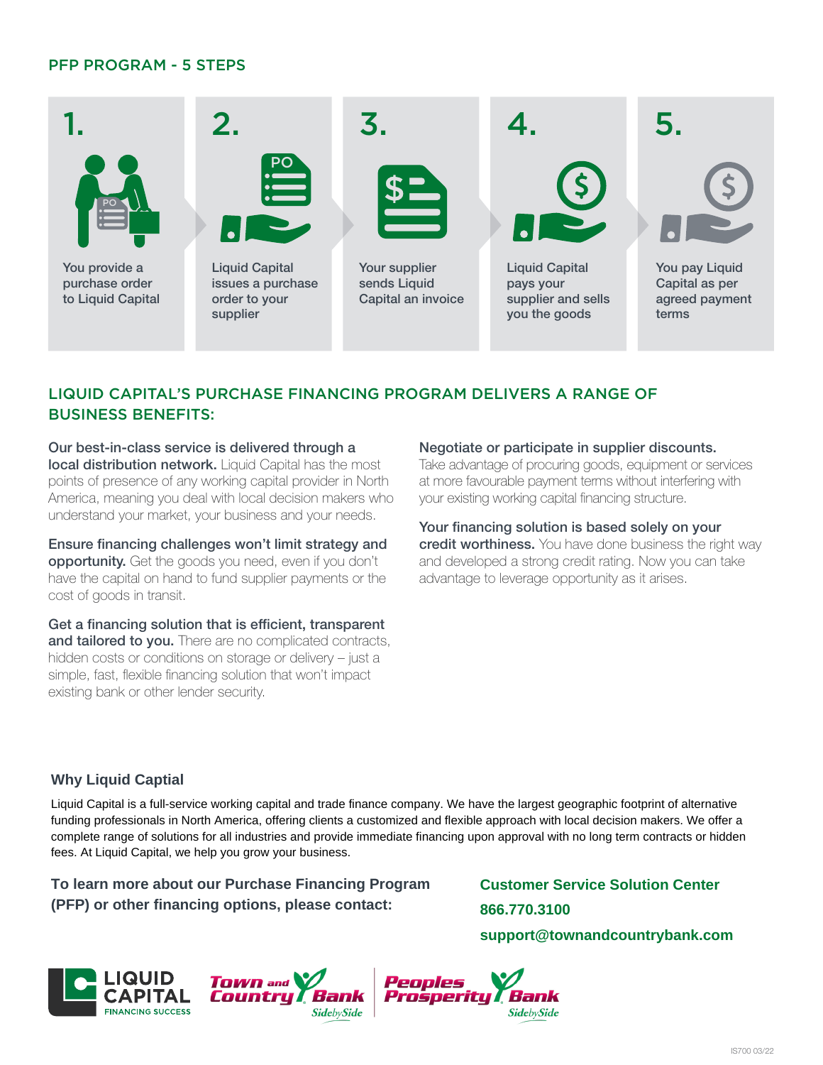## PFP PROGRAM - 5 STEPS

**1.** You provide a purchase order to Liquid Capital

**2.** Liquid Capital issues a purchase order to your supplier

**3.** Your supplier sends Liquid Capital an invoice

**4.** Liquid Capital pays your supplier and sells you the goods

**5.** You pay Liquid Capital as per agreed payment terms

## LIQUID CAPITAL'S PURCHASE FINANCING PROGRAM DELIVERS A RANGE OF BUSINESS BENEFITS:

**Our best-in-class service is delivered through a local distribution network.** Liquid Capital has the most points of presence of any working capital provider in North America, meaning you deal with local decision makers who understand your market, your business and your needs.

**Ensure financing challenges won't limit strategy and opportunity.** Get the goods you need, even if you don't have the capital on hand to fund supplier payments or the cost of goods in transit.

**Get a financing solution that is efficient, transparent and tailored to you.** There are no complicated contracts, hidden costs or conditions on storage or delivery – just a simple, fast, flexible financing solution that won't impact existing bank or other lender security.

**Negotiate or participate in supplier discounts.** Take advantage of procuring goods, equipment or services at more favourable payment terms without interfering with your existing working capital financing structure.

**Your financing solution is based solely on your credit worthiness.** You have done business the right way and developed a strong credit rating. Now you can take advantage to leverage opportunity as it arises.

### Why Liquid Captial

Liquid Capital is a full-service working capital and trade finance company. We have the largest geographic footprint of alternative funding professionals in North America, offering clients a customized and flexible approach with local decision makers. We offer a complete range of solutions for all industries and provide immediate financing upon approval with no long term contracts or hidden fees. At Liquid Capital, we help you grow your business.

**To learn more about our Purchase Financing Program (PFP) or other financing options, please contact:**

**Customer Service Solution Center**
**866.770.3100**
**support@townandcountrybank.com**

LIQUID CAPITAL FINANCING SUCCESS | Town and Country Bank SidebySide | Peoples Prosperity Bank SidebySide

IS700 03/22